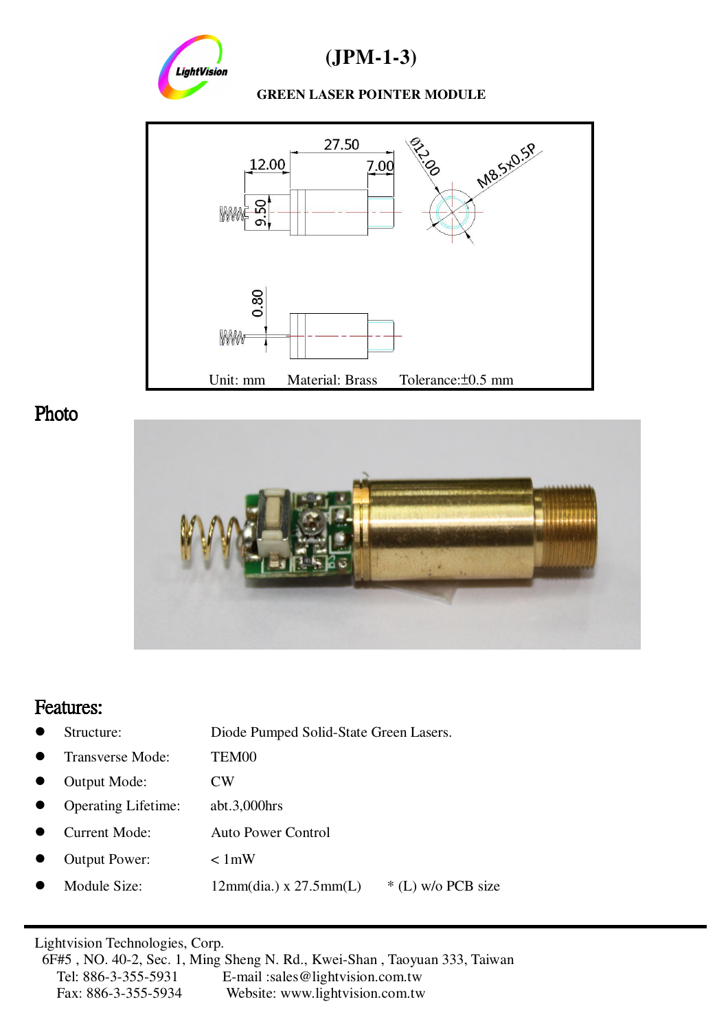# (JPM-1-3)

**GREEN LASER POINTER MODULE**

Unit: mm Material: Brass Tolerance:±0.5 mm

## Photo

## Features:

- Structure: Diode Pumped Solid-State Green Lasers.
- Transverse Mode: TEM00
- Output Mode: CW
- Operating Lifetime: abt.3,000hrs
- Current Mode: Auto Power Control
- Output Power: < 1mW
- Module Size: 12mm(dia.) x 27.5mm(L) * (L) w/o PCB size

---

Lightvision Technologies, Corp.
6F#5 , NO. 40-2, Sec. 1, Ming Sheng N. Rd., Kwei-Shan , Taoyuan 333, Taiwan
Tel: 886-3-355-5931 E-mail :sales@lightvision.com.tw
Fax: 886-3-355-5934 Website: www.lightvision.com.tw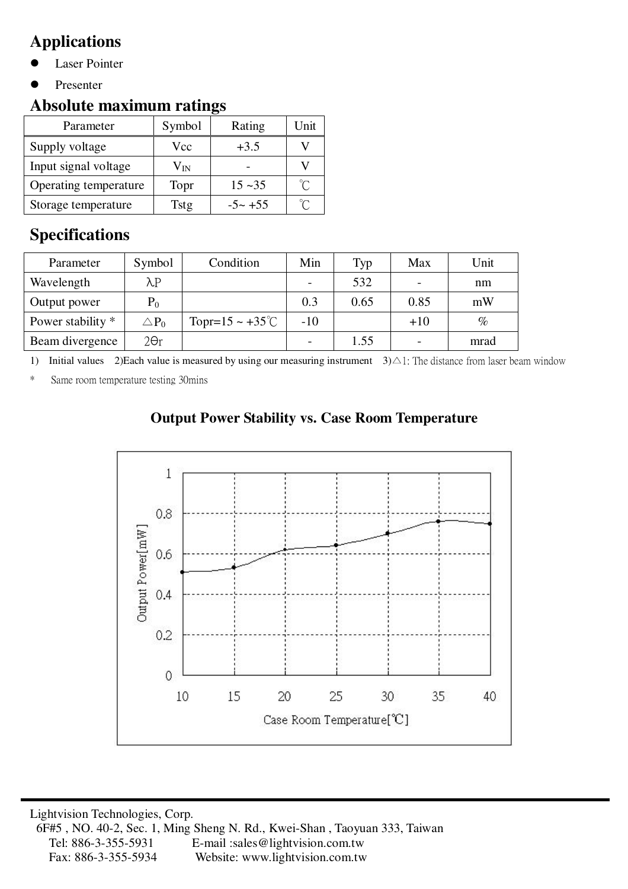## Applications

- Laser Pointer
- Presenter

## Absolute maximum ratings

| Parameter | Symbol | Rating | Unit |
|---|---|---|---|
| Supply voltage | Vcc | +3.5 | V |
| Input signal voltage | $V_{IN}$ | - | V |
| Operating temperature | Topr | 15 ~35 | ℃ |
| Storage temperature | Tstg | -5~ +55 | ℃ |

## Specifications

| Parameter | Symbol | Condition | Min | Typ | Max | Unit |
|---|---|---|---|---|---|---|
| Wavelength | $\lambda P$ | | - | 532 | - | nm |
| Output power | $P_0$ | | 0.3 | 0.65 | 0.85 | mW |
| Power stability * | $\triangle P_0$ | Topr=15 ~ +35℃ | -10 | | +10 | % |
| Beam divergence | $2\Theta r$ | | - | 1.55 | - | mrad |

1) Initial values 2)Each value is measured by using our measuring instrument 3)△1: The distance from laser beam window

\* Same room temperature testing 30mins

**Output Power Stability vs. Case Room Temperature**

| Case Room Temperature [℃] | 10 | 15 | 20 | 25 | 30 | 35 | 40 |
|---|---|---|---|---|---|---|---|
| Output Power [mW] | 0.51 | 0.53 | 0.62 | 0.64 | 0.70 | 0.76 | 0.75 |

Lightvision Technologies, Corp.
6F#5 , NO. 40-2, Sec. 1, Ming Sheng N. Rd., Kwei-Shan , Taoyuan 333, Taiwan
Tel: 886-3-355-5931 E-mail :sales@lightvision.com.tw
Fax: 886-3-355-5934 Website: www.lightvision.com.tw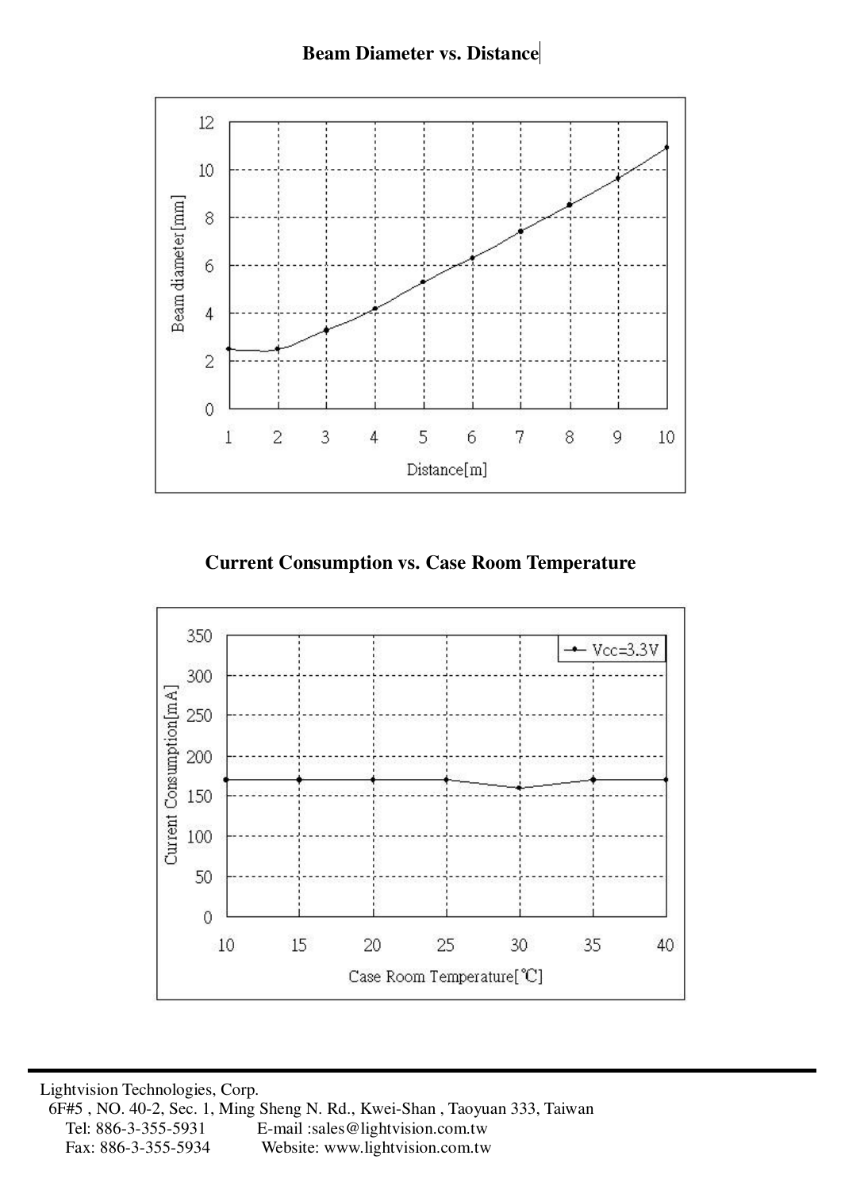**Beam Diameter vs. Distance**

**Current Consumption vs. Case Room Temperature**

Lightvision Technologies, Corp.
6F#5 , NO. 40-2, Sec. 1, Ming Sheng N. Rd., Kwei-Shan , Taoyuan 333, Taiwan
Tel: 886-3-355-5931 E-mail :sales@lightvision.com.tw
Fax: 886-3-355-5934 Website: www.lightvision.com.tw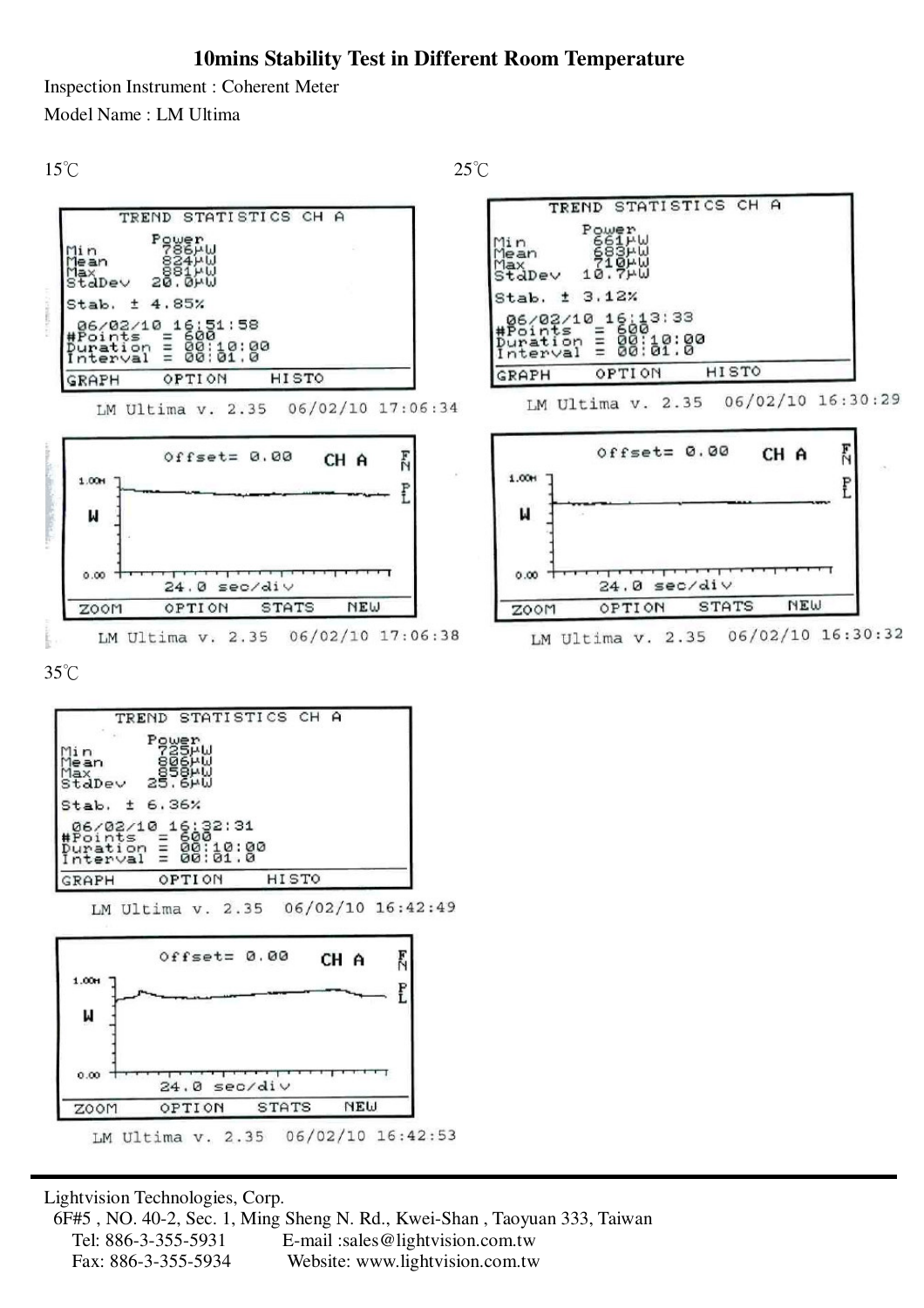# 10mins Stability Test in Different Room Temperature

Inspection Instrument : Coherent Meter

Model Name : LM Ultima

15℃

TREND STATISTICS CH A

Power

Min 786µW

Mean 824µW

Max 881µW

StdDev 20.0µW

Stab. ± 4.85%

06/02/10 16:51:58

#Points = 600

Duration = 00:10:00

Interval = 00:01.0

GRAPH OPTION HISTO

LM Ultima v. 2.35 06/02/10 17:06:34

Offset= 0.00 CH A

1.00m

W

0.00

24.0 sec/div

ZOOM OPTION STATS NEW

LM Ultima v. 2.35 06/02/10 17:06:38

25℃

TREND STATISTICS CH A

Power

Min 661µW

Mean 683µW

Max 710µW

StdDev 10.7µW

Stab. ± 3.12%

06/02/10 16:13:33

#Points = 600

Duration = 00:10:00

Interval = 00:01.0

GRAPH OPTION HISTO

LM Ultima v. 2.35 06/02/10 16:30:29

Offset= 0.00 CH A

1.00m

W

0.00

24.0 sec/div

ZOOM OPTION STATS NEW

LM Ultima v. 2.35 06/02/10 16:30:32

35℃

TREND STATISTICS CH A

Power

Min 725µW

Mean 806µW

Max 858µW

StdDev 25.6µW

Stab. ± 6.36%

06/02/10 16:32:31

#Points = 600

Duration = 00:10:00

Interval = 00:01.0

GRAPH OPTION HISTO

LM Ultima v. 2.35 06/02/10 16:42:49

Offset= 0.00 CH A

1.00m

W

0.00

24.0 sec/div

ZOOM OPTION STATS NEW

LM Ultima v. 2.35 06/02/10 16:42:53

---

Lightvision Technologies, Corp.

6F#5 , NO. 40-2, Sec. 1, Ming Sheng N. Rd., Kwei-Shan , Taoyuan 333, Taiwan

Tel: 886-3-355-5931 E-mail :sales@lightvision.com.tw

Fax: 886-3-355-5934 Website: www.lightvision.com.tw